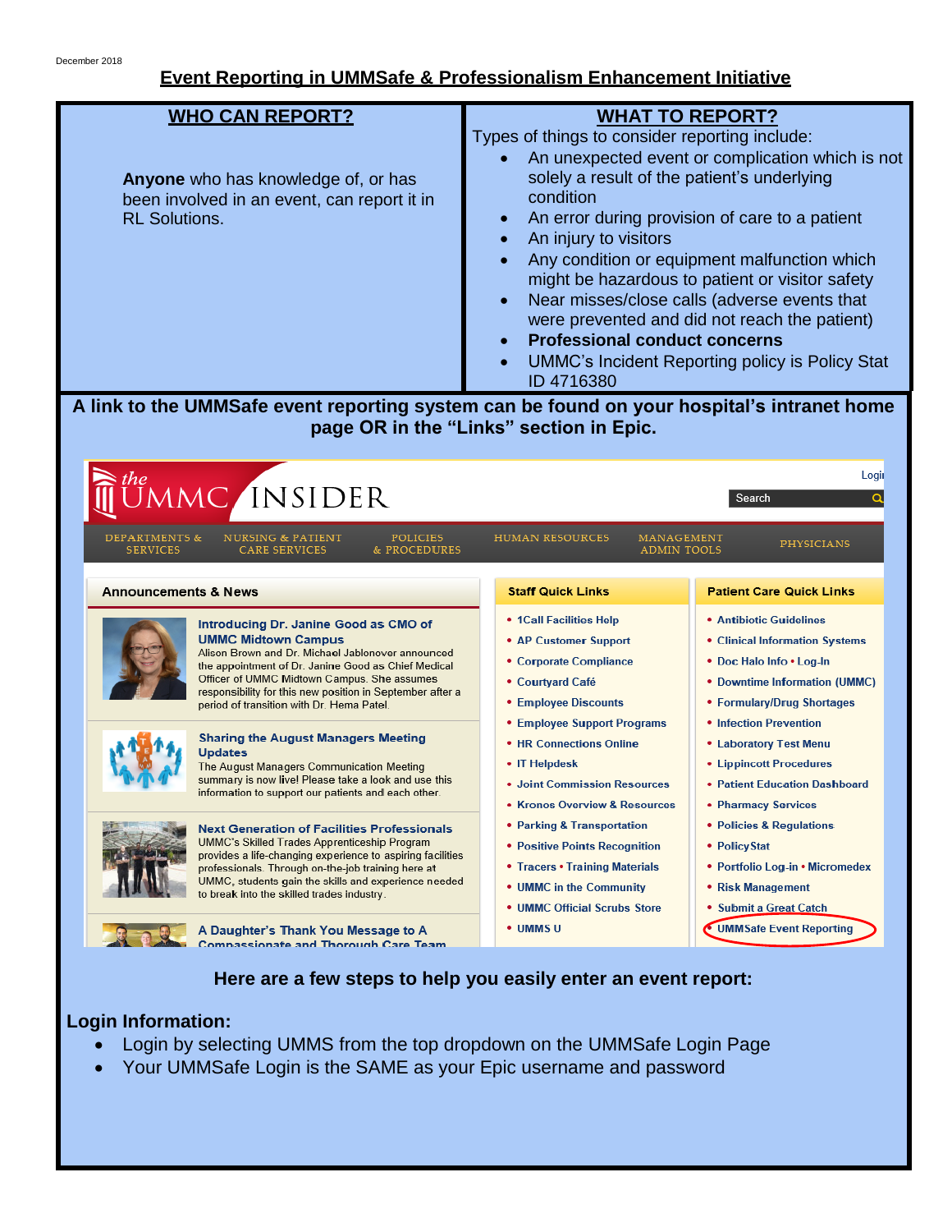December 2018

# Event Reporting in UMMSafe & Professionalism Enhancement Initiative

## WHO CAN REPORT?

**Anyone** who has knowledge of, or has been involved in an event, can report it in RL Solutions.

## WHAT TO REPORT?

Types of things to consider reporting include:

- An unexpected event or complication which is not solely a result of the patient's underlying condition
- An error during provision of care to a patient
- An injury to visitors
- Any condition or equipment malfunction which might be hazardous to patient or visitor safety
- Near misses/close calls (adverse events that were prevented and did not reach the patient)
- **Professional conduct concerns**
- UMMC's Incident Reporting policy is Policy Stat ID 4716380

**A link to the UMMSafe event reporting system can be found on your hospital's intranet home page OR in the "Links" section in Epic.**

**Here are a few steps to help you easily enter an event report:**

**Login Information:**

- Login by selecting UMMS from the top dropdown on the UMMSafe Login Page
- Your UMMSafe Login is the SAME as your Epic username and password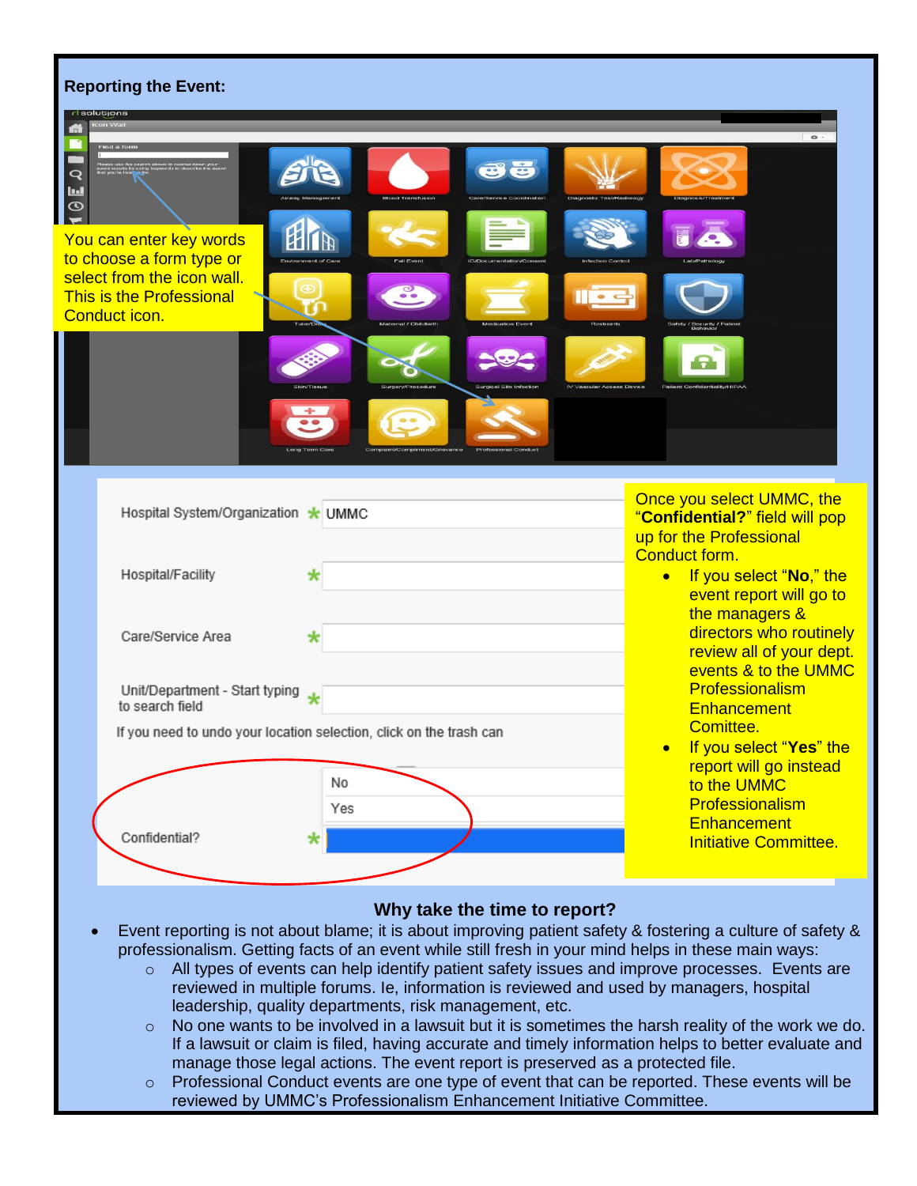**Reporting the Event:**

You can enter key words to choose a form type or select from the icon wall. This is the Professional Conduct icon.

Hospital System/Organization * UMMC

Hospital/Facility *

Care/Service Area *

Unit/Department - Start typing to search field *

If you need to undo your location selection, click on the trash can

No

Yes

Confidential? *

Once you select UMMC, the "**Confidential?**" field will pop up for the Professional Conduct form.

- If you select "**No**," the event report will go to the managers & directors who routinely review all of your dept. events & to the UMMC Professionalism Enhancement Comittee.
- If you select "**Yes**" the report will go instead to the UMMC Professionalism Enhancement Initiative Committee.

**Why take the time to report?**

- Event reporting is not about blame; it is about improving patient safety & fostering a culture of safety & professionalism. Getting facts of an event while still fresh in your mind helps in these main ways:
  - All types of events can help identify patient safety issues and improve processes. Events are reviewed in multiple forums. Ie, information is reviewed and used by managers, hospital leadership, quality departments, risk management, etc.
  - No one wants to be involved in a lawsuit but it is sometimes the harsh reality of the work we do. If a lawsuit or claim is filed, having accurate and timely information helps to better evaluate and manage those legal actions. The event report is preserved as a protected file.
  - Professional Conduct events are one type of event that can be reported. These events will be reviewed by UMMC's Professionalism Enhancement Initiative Committee.